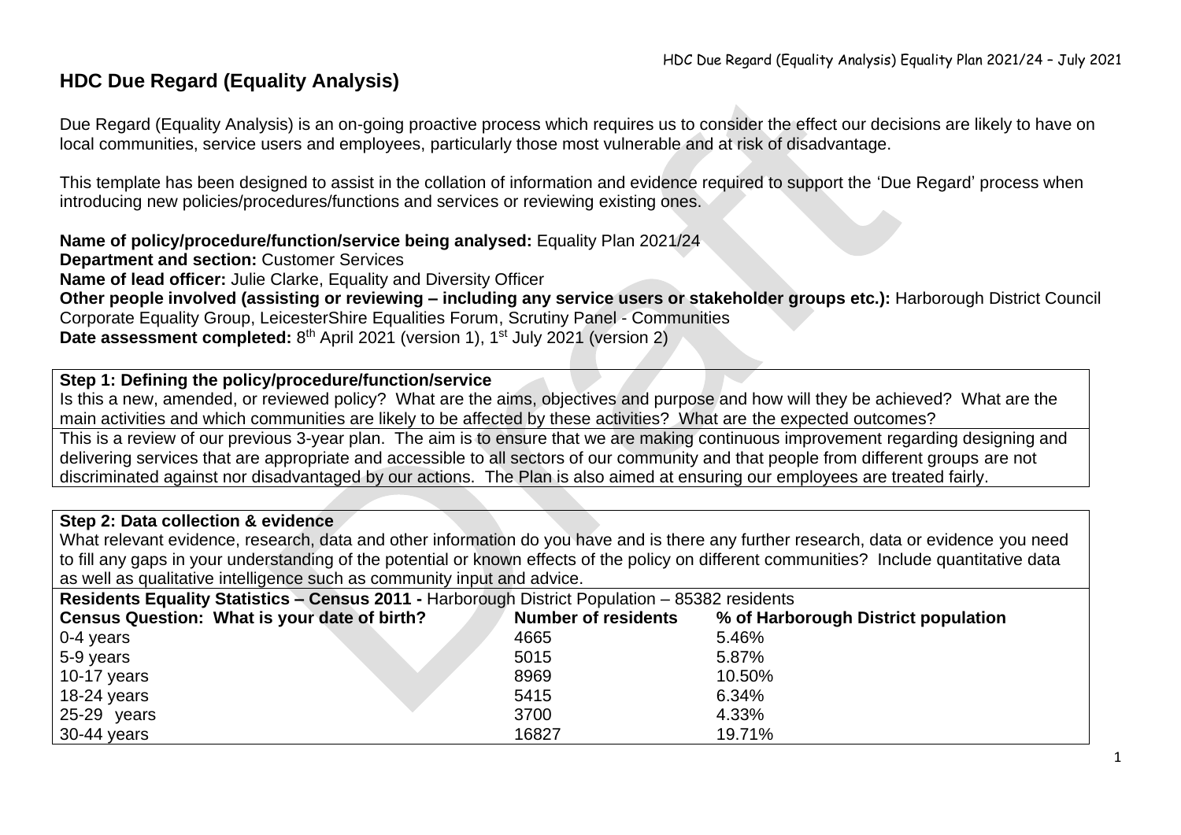# HDC Due Regard (Equality Analysis)

Due Regard (Equality Analysis) is an on-going proactive process which requires us to consider the effect our decisions are likely to have on local communities, service users and employees, particularly those most vulnerable and at risk of disadvantage.

This template has been designed to assist in the collation of information and evidence required to support the 'Due Regard' process when introducing new policies/procedures/functions and services or reviewing existing ones.

**Name of policy/procedure/function/service being analysed:** Equality Plan 2021/24
**Department and section:** Customer Services
**Name of lead officer:** Julie Clarke, Equality and Diversity Officer
**Other people involved (assisting or reviewing – including any service users or stakeholder groups etc.):** Harborough District Council Corporate Equality Group, LeicesterShire Equalities Forum, Scrutiny Panel - Communities
**Date assessment completed:** 8th April 2021 (version 1), 1st July 2021 (version 2)

| **Step 1: Defining the policy/procedure/function/service** |
|---|
| Is this a new, amended, or reviewed policy? What are the aims, objectives and purpose and how will they be achieved? What are the main activities and which communities are likely to be affected by these activities? What are the expected outcomes? |
| This is a review of our previous 3-year plan. The aim is to ensure that we are making continuous improvement regarding designing and delivering services that are appropriate and accessible to all sectors of our community and that people from different groups are not discriminated against nor disadvantaged by our actions. The Plan is also aimed at ensuring our employees are treated fairly. |

**Step 2: Data collection & evidence**

What relevant evidence, research, data and other information do you have and is there any further research, data or evidence you need to fill any gaps in your understanding of the potential or known effects of the policy on different communities? Include quantitative data as well as qualitative intelligence such as community input and advice.

**Residents Equality Statistics – Census 2011 -** Harborough District Population – 85382 residents

| Census Question: What is your date of birth? | Number of residents | % of Harborough District population |
|---|---|---|
| 0-4 years | 4665 | 5.46% |
| 5-9 years | 5015 | 5.87% |
| 10-17 years | 8969 | 10.50% |
| 18-24 years | 5415 | 6.34% |
| 25-29 years | 3700 | 4.33% |
| 30-44 years | 16827 | 19.71% |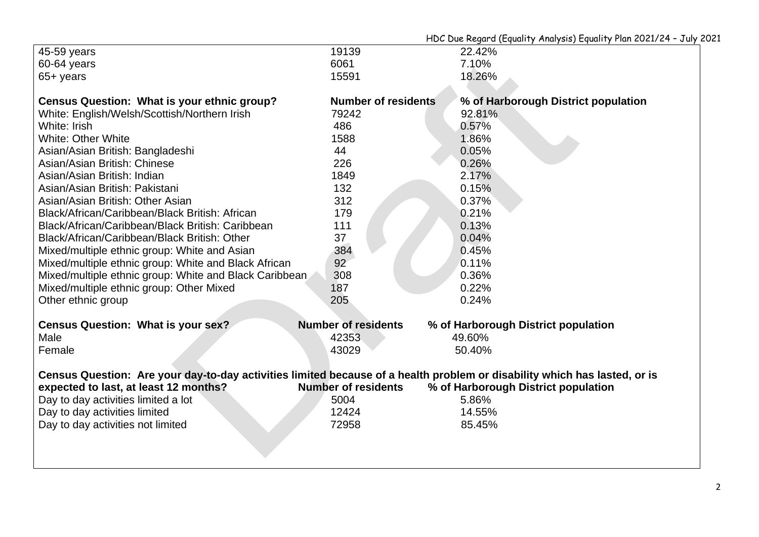| | | |
|---|---|---|
| 45-59 years | 19139 | 22.42% |
| 60-64 years | 6061 | 7.10% |
| 65+ years | 15591 | 18.26% |

| **Census Question: What is your ethnic group?** | **Number of residents** | **% of Harborough District population** |
|---|---|---|
| White: English/Welsh/Scottish/Northern Irish | 79242 | 92.81% |
| White: Irish | 486 | 0.57% |
| White: Other White | 1588 | 1.86% |
| Asian/Asian British: Bangladeshi | 44 | 0.05% |
| Asian/Asian British: Chinese | 226 | 0.26% |
| Asian/Asian British: Indian | 1849 | 2.17% |
| Asian/Asian British: Pakistani | 132 | 0.15% |
| Asian/Asian British: Other Asian | 312 | 0.37% |
| Black/African/Caribbean/Black British: African | 179 | 0.21% |
| Black/African/Caribbean/Black British: Caribbean | 111 | 0.13% |
| Black/African/Caribbean/Black British: Other | 37 | 0.04% |
| Mixed/multiple ethnic group: White and Asian | 384 | 0.45% |
| Mixed/multiple ethnic group: White and Black African | 92 | 0.11% |
| Mixed/multiple ethnic group: White and Black Caribbean | 308 | 0.36% |
| Mixed/multiple ethnic group: Other Mixed | 187 | 0.22% |
| Other ethnic group | 205 | 0.24% |

| **Census Question: What is your sex?** | **Number of residents** | **% of Harborough District population** |
|---|---|---|
| Male | 42353 | 49.60% |
| Female | 43029 | 50.40% |

| **Census Question: Are your day-to-day activities limited because of a health problem or disability which has lasted, or is expected to last, at least 12 months?** | **Number of residents** | **% of Harborough District population** |
|---|---|---|
| Day to day activities limited a lot | 5004 | 5.86% |
| Day to day activities limited | 12424 | 14.55% |
| Day to day activities not limited | 72958 | 85.45% |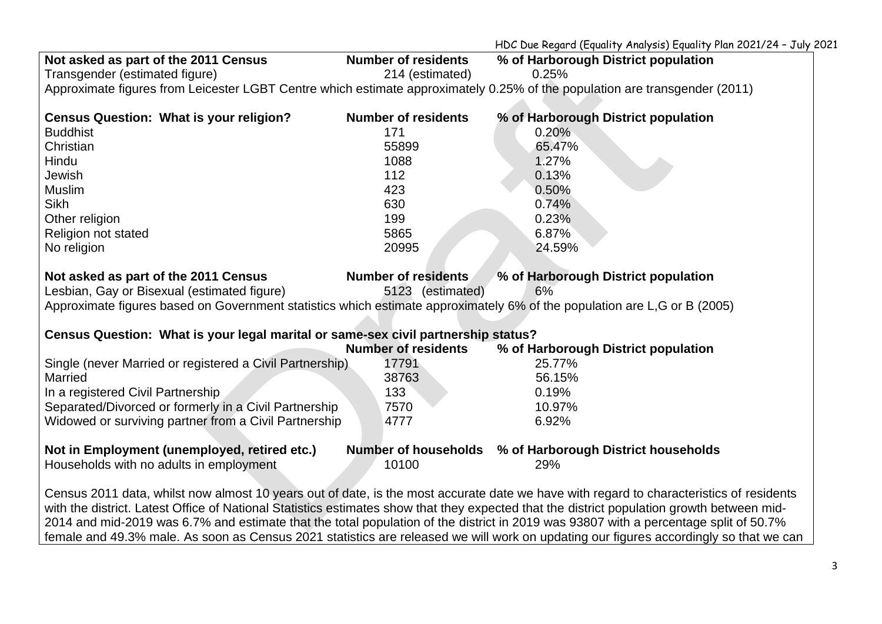| Not asked as part of the 2011 Census | Number of residents | % of Harborough District population |
| --- | --- | --- |
| Transgender (estimated figure) | 214 (estimated) | 0.25% |

Approximate figures from Leicester LGBT Centre which estimate approximately 0.25% of the population are transgender (2011)

| Census Question: What is your religion? | Number of residents | % of Harborough District population |
| --- | --- | --- |
| Buddhist | 171 | 0.20% |
| Christian | 55899 | 65.47% |
| Hindu | 1088 | 1.27% |
| Jewish | 112 | 0.13% |
| Muslim | 423 | 0.50% |
| Sikh | 630 | 0.74% |
| Other religion | 199 | 0.23% |
| Religion not stated | 5865 | 6.87% |
| No religion | 20995 | 24.59% |

| Not asked as part of the 2011 Census | Number of residents | % of Harborough District population |
| --- | --- | --- |
| Lesbian, Gay or Bisexual (estimated figure) | 5123 (estimated) | 6% |

Approximate figures based on Government statistics which estimate approximately 6% of the population are L,G or B (2005)

**Census Question: What is your legal marital or same-sex civil partnership status?**

| | Number of residents | % of Harborough District population |
| --- | --- | --- |
| Single (never Married or registered a Civil Partnership) | 17791 | 25.77% |
| Married | 38763 | 56.15% |
| In a registered Civil Partnership | 133 | 0.19% |
| Separated/Divorced or formerly in a Civil Partnership | 7570 | 10.97% |
| Widowed or surviving partner from a Civil Partnership | 4777 | 6.92% |

| Not in Employment (unemployed, retired etc.) | Number of households | % of Harborough District households |
| --- | --- | --- |
| Households with no adults in employment | 10100 | 29% |

Census 2011 data, whilst now almost 10 years out of date, is the most accurate date we have with regard to characteristics of residents with the district. Latest Office of National Statistics estimates show that they expected that the district population growth between mid-2014 and mid-2019 was 6.7% and estimate that the total population of the district in 2019 was 93807 with a percentage split of 50.7% female and 49.3% male. As soon as Census 2021 statistics are released we will work on updating our figures accordingly so that we can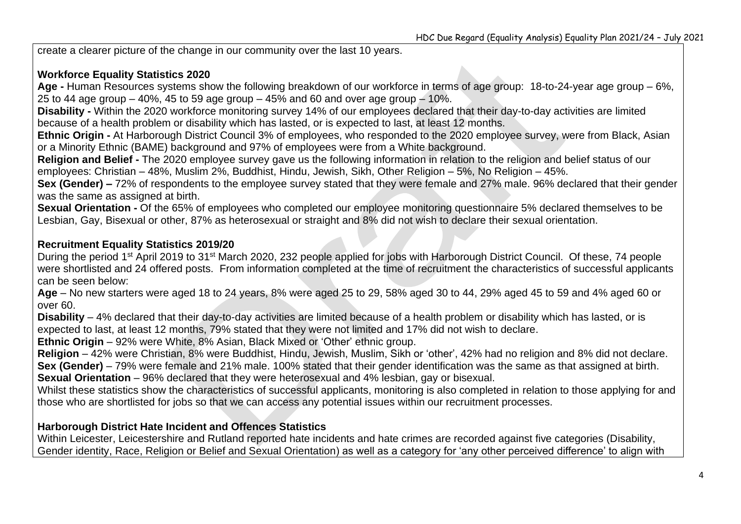create a clearer picture of the change in our community over the last 10 years.

**Workforce Equality Statistics 2020**

**Age -** Human Resources systems show the following breakdown of our workforce in terms of age group: 18-to-24-year age group – 6%, 25 to 44 age group – 40%, 45 to 59 age group – 45% and 60 and over age group – 10%.

**Disability -** Within the 2020 workforce monitoring survey 14% of our employees declared that their day-to-day activities are limited because of a health problem or disability which has lasted, or is expected to last, at least 12 months.

**Ethnic Origin -** At Harborough District Council 3% of employees, who responded to the 2020 employee survey, were from Black, Asian or a Minority Ethnic (BAME) background and 97% of employees were from a White background.

**Religion and Belief -** The 2020 employee survey gave us the following information in relation to the religion and belief status of our employees: Christian – 48%, Muslim 2%, Buddhist, Hindu, Jewish, Sikh, Other Religion – 5%, No Religion – 45%.

**Sex (Gender) –** 72% of respondents to the employee survey stated that they were female and 27% male. 96% declared that their gender was the same as assigned at birth.

**Sexual Orientation -** Of the 65% of employees who completed our employee monitoring questionnaire 5% declared themselves to be Lesbian, Gay, Bisexual or other, 87% as heterosexual or straight and 8% did not wish to declare their sexual orientation.

**Recruitment Equality Statistics 2019/20**

During the period 1st April 2019 to 31st March 2020, 232 people applied for jobs with Harborough District Council. Of these, 74 people were shortlisted and 24 offered posts. From information completed at the time of recruitment the characteristics of successful applicants can be seen below:

**Age** – No new starters were aged 18 to 24 years, 8% were aged 25 to 29, 58% aged 30 to 44, 29% aged 45 to 59 and 4% aged 60 or over 60.

**Disability** – 4% declared that their day-to-day activities are limited because of a health problem or disability which has lasted, or is expected to last, at least 12 months, 79% stated that they were not limited and 17% did not wish to declare.

**Ethnic Origin** – 92% were White, 8% Asian, Black Mixed or 'Other' ethnic group.

**Religion** – 42% were Christian, 8% were Buddhist, Hindu, Jewish, Muslim, Sikh or 'other', 42% had no religion and 8% did not declare.

**Sex (Gender)** – 79% were female and 21% male. 100% stated that their gender identification was the same as that assigned at birth.

**Sexual Orientation** – 96% declared that they were heterosexual and 4% lesbian, gay or bisexual.

Whilst these statistics show the characteristics of successful applicants, monitoring is also completed in relation to those applying for and those who are shortlisted for jobs so that we can access any potential issues within our recruitment processes.

**Harborough District Hate Incident and Offences Statistics**

Within Leicester, Leicestershire and Rutland reported hate incidents and hate crimes are recorded against five categories (Disability, Gender identity, Race, Religion or Belief and Sexual Orientation) as well as a category for 'any other perceived difference' to align with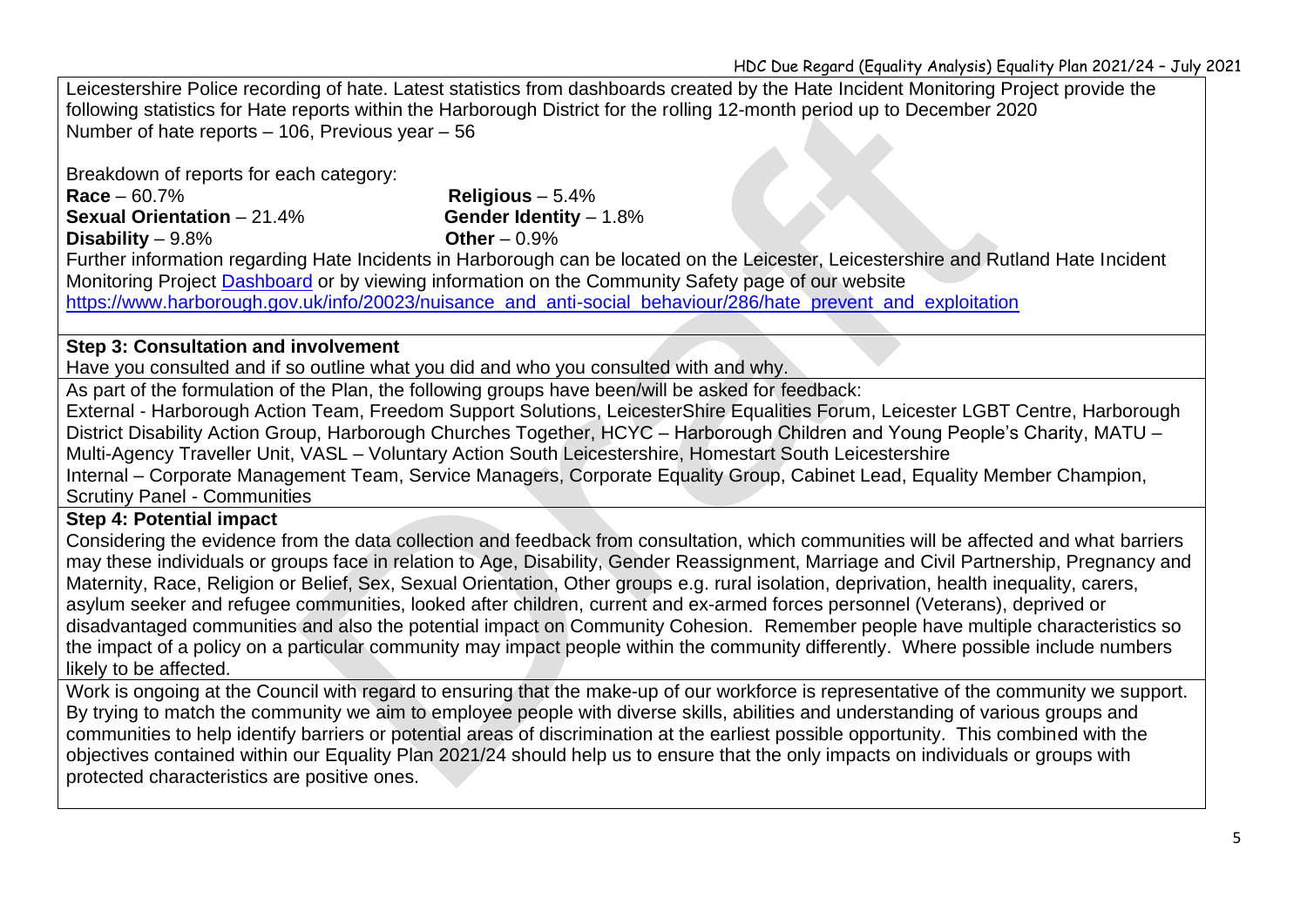Leicestershire Police recording of hate. Latest statistics from dashboards created by the Hate Incident Monitoring Project provide the following statistics for Hate reports within the Harborough District for the rolling 12-month period up to December 2020
Number of hate reports – 106, Previous year – 56

Breakdown of reports for each category:

| | |
|---|---|
| **Race** – 60.7% | **Religious** – 5.4% |
| **Sexual Orientation** – 21.4% | **Gender Identity** – 1.8% |
| **Disability** – 9.8% | **Other** – 0.9% |

Further information regarding Hate Incidents in Harborough can be located on the Leicester, Leicestershire and Rutland Hate Incident Monitoring Project [Dashboard] or by viewing information on the Community Safety page of our website [https://www.harborough.gov.uk/info/20023/nuisance_and_anti-social_behaviour/286/hate_prevent_and_exploitation](https://www.harborough.gov.uk/info/20023/nuisance_and_anti-social_behaviour/286/hate_prevent_and_exploitation)

**Step 3: Consultation and involvement**

Have you consulted and if so outline what you did and who you consulted with and why.

As part of the formulation of the Plan, the following groups have been/will be asked for feedback:
External - Harborough Action Team, Freedom Support Solutions, LeicesterShire Equalities Forum, Leicester LGBT Centre, Harborough District Disability Action Group, Harborough Churches Together, HCYC – Harborough Children and Young People's Charity, MATU – Multi-Agency Traveller Unit, VASL – Voluntary Action South Leicestershire, Homestart South Leicestershire
Internal – Corporate Management Team, Service Managers, Corporate Equality Group, Cabinet Lead, Equality Member Champion, Scrutiny Panel - Communities

**Step 4: Potential impact**

Considering the evidence from the data collection and feedback from consultation, which communities will be affected and what barriers may these individuals or groups face in relation to Age, Disability, Gender Reassignment, Marriage and Civil Partnership, Pregnancy and Maternity, Race, Religion or Belief, Sex, Sexual Orientation, Other groups e.g. rural isolation, deprivation, health inequality, carers, asylum seeker and refugee communities, looked after children, current and ex-armed forces personnel (Veterans), deprived or disadvantaged communities and also the potential impact on Community Cohesion. Remember people have multiple characteristics so the impact of a policy on a particular community may impact people within the community differently. Where possible include numbers likely to be affected.

Work is ongoing at the Council with regard to ensuring that the make-up of our workforce is representative of the community we support. By trying to match the community we aim to employee people with diverse skills, abilities and understanding of various groups and communities to help identify barriers or potential areas of discrimination at the earliest possible opportunity. This combined with the objectives contained within our Equality Plan 2021/24 should help us to ensure that the only impacts on individuals or groups with protected characteristics are positive ones.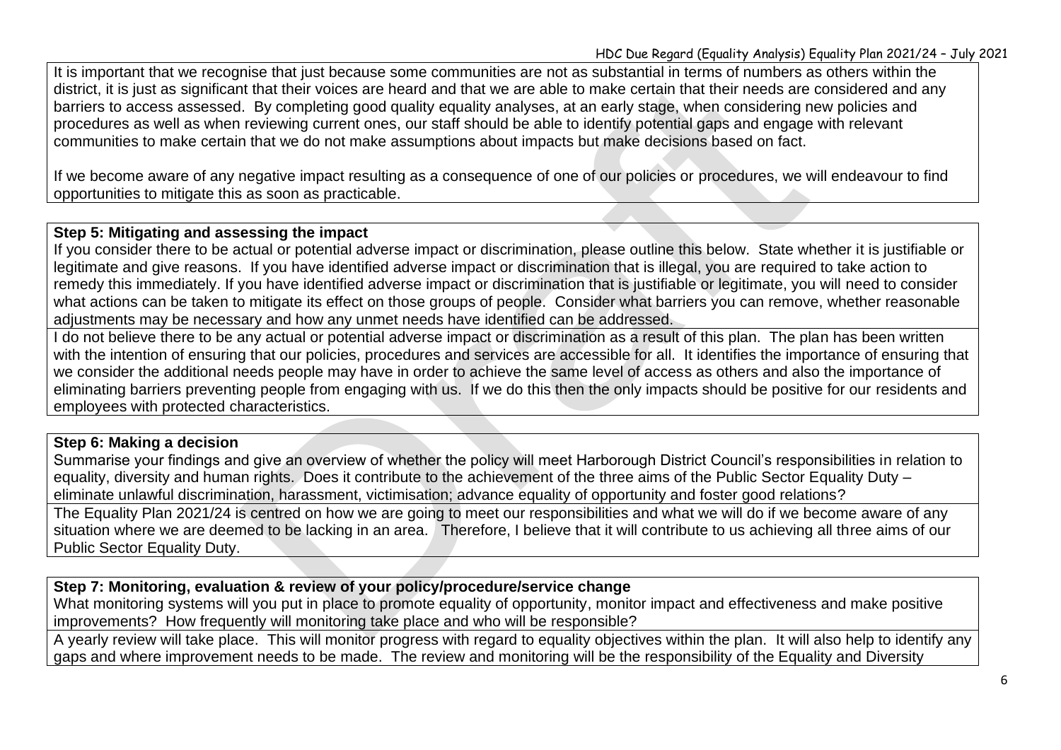It is important that we recognise that just because some communities are not as substantial in terms of numbers as others within the district, it is just as significant that their voices are heard and that we are able to make certain that their needs are considered and any barriers to access assessed. By completing good quality equality analyses, at an early stage, when considering new policies and procedures as well as when reviewing current ones, our staff should be able to identify potential gaps and engage with relevant communities to make certain that we do not make assumptions about impacts but make decisions based on fact.

If we become aware of any negative impact resulting as a consequence of one of our policies or procedures, we will endeavour to find opportunities to mitigate this as soon as practicable.

**Step 5: Mitigating and assessing the impact**

If you consider there to be actual or potential adverse impact or discrimination, please outline this below. State whether it is justifiable or legitimate and give reasons. If you have identified adverse impact or discrimination that is illegal, you are required to take action to remedy this immediately. If you have identified adverse impact or discrimination that is justifiable or legitimate, you will need to consider what actions can be taken to mitigate its effect on those groups of people. Consider what barriers you can remove, whether reasonable adjustments may be necessary and how any unmet needs have identified can be addressed.

I do not believe there to be any actual or potential adverse impact or discrimination as a result of this plan. The plan has been written with the intention of ensuring that our policies, procedures and services are accessible for all. It identifies the importance of ensuring that we consider the additional needs people may have in order to achieve the same level of access as others and also the importance of eliminating barriers preventing people from engaging with us. If we do this then the only impacts should be positive for our residents and employees with protected characteristics.

**Step 6: Making a decision**

Summarise your findings and give an overview of whether the policy will meet Harborough District Council's responsibilities in relation to equality, diversity and human rights. Does it contribute to the achievement of the three aims of the Public Sector Equality Duty – eliminate unlawful discrimination, harassment, victimisation; advance equality of opportunity and foster good relations?

The Equality Plan 2021/24 is centred on how we are going to meet our responsibilities and what we will do if we become aware of any situation where we are deemed to be lacking in an area. Therefore, I believe that it will contribute to us achieving all three aims of our Public Sector Equality Duty.

**Step 7: Monitoring, evaluation & review of your policy/procedure/service change**

What monitoring systems will you put in place to promote equality of opportunity, monitor impact and effectiveness and make positive improvements? How frequently will monitoring take place and who will be responsible?

A yearly review will take place. This will monitor progress with regard to equality objectives within the plan. It will also help to identify any gaps and where improvement needs to be made. The review and monitoring will be the responsibility of the Equality and Diversity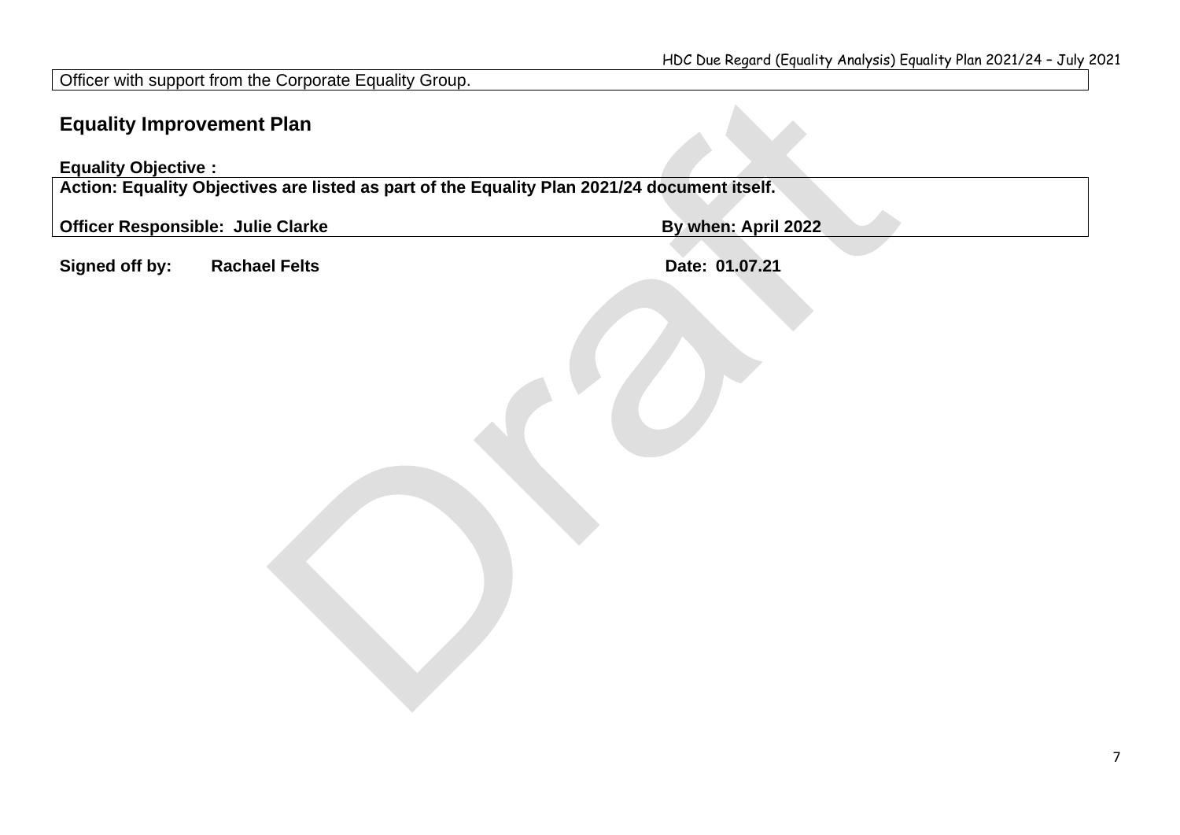Officer with support from the Corporate Equality Group.

## Equality Improvement Plan

**Equality Objective :**

**Action: Equality Objectives are listed as part of the Equality Plan 2021/24 document itself.**

**Officer Responsible: Julie Clarke** **By when: April 2022**

**Signed off by: Rachael Felts** **Date: 01.07.21**